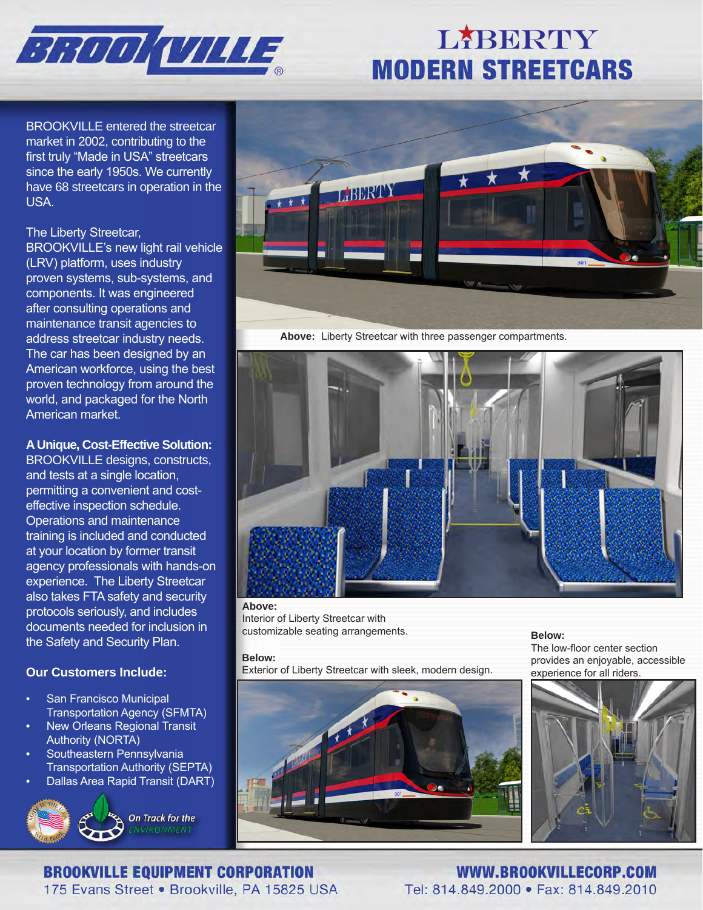# BROOKVILLE

# LIBERTY MODERN STREETCARS

BROOKVILLE entered the streetcar market in 2002, contributing to the first truly "Made in USA" streetcars since the early 1950s. We currently have 68 streetcars in operation in the USA.

The Liberty Streetcar, BROOKVILLE's new light rail vehicle (LRV) platform, uses industry proven systems, sub-systems, and components. It was engineered after consulting operations and maintenance transit agencies to address streetcar industry needs. The car has been designed by an American workforce, using the best proven technology from around the world, and packaged for the North American market.

**A Unique, Cost-Effective Solution:** BROOKVILLE designs, constructs, and tests at a single location, permitting a convenient and cost-effective inspection schedule. Operations and maintenance training is included and conducted at your location by former transit agency professionals with hands-on experience. The Liberty Streetcar also takes FTA safety and security protocols seriously, and includes documents needed for inclusion in the Safety and Security Plan.

### Our Customers Include:

- San Francisco Municipal Transportation Agency (SFMTA)
- New Orleans Regional Transit Authority (NORTA)
- Southeastern Pennsylvania Transportation Authority (SEPTA)
- Dallas Area Rapid Transit (DART)

On Track for the ENVIRONMENT

**Above:** Liberty Streetcar with three passenger compartments.

**Above:**
Interior of Liberty Streetcar with customizable seating arrangements.

**Below:**
Exterior of Liberty Streetcar with sleek, modern design.

**Below:**
The low-floor center section provides an enjoyable, accessible experience for all riders.

**BROOKVILLE EQUIPMENT CORPORATION**
175 Evans Street • Brookville, PA 15825 USA

**WWW.BROOKVILLECORP.COM**
Tel: 814.849.2000 • Fax: 814.849.2010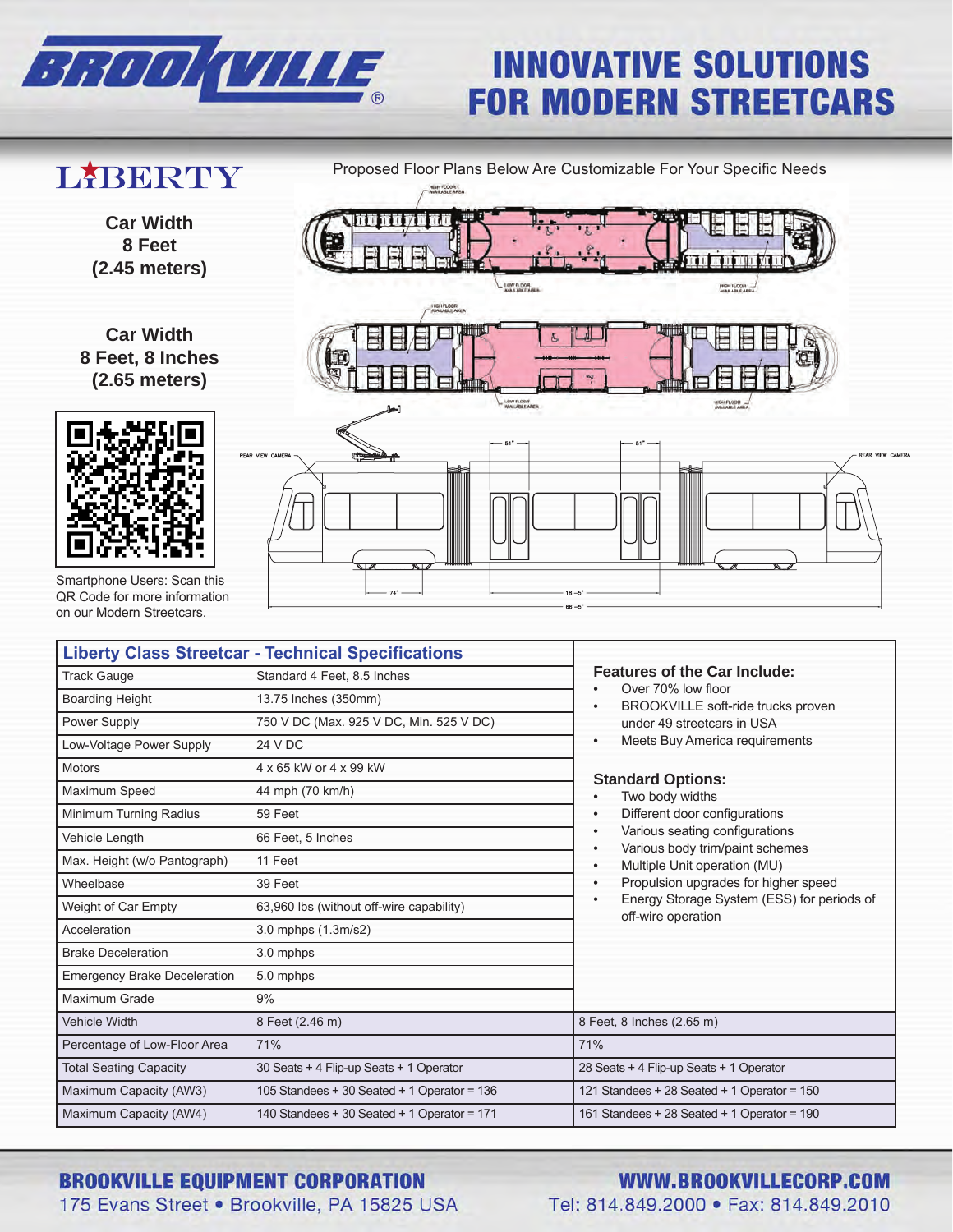# BROOKVILLE

# INNOVATIVE SOLUTIONS FOR MODERN STREETCARS

## LIBERTY

Proposed Floor Plans Below Are Customizable For Your Specific Needs

**Car Width 8 Feet (2.45 meters)**

**Car Width 8 Feet, 8 Inches (2.65 meters)**

Smartphone Users: Scan this QR Code for more information on our Modern Streetcars.

HIGH FLOOR AVAILABLE AREA

LOW FLOOR AVAILABLE AREA

REAR VIEW CAMERA

51"

74"

18'-5"

66'-5"

## Liberty Class Streetcar - Technical Specifications

| | | |
|---|---|---|
| Track Gauge | Standard 4 Feet, 8.5 Inches | |
| Boarding Height | 13.75 Inches (350mm) | |
| Power Supply | 750 V DC (Max. 925 V DC, Min. 525 V DC) | |
| Low-Voltage Power Supply | 24 V DC | |
| Motors | 4 x 65 kW or 4 x 99 kW | |
| Maximum Speed | 44 mph (70 km/h) | |
| Minimum Turning Radius | 59 Feet | |
| Vehicle Length | 66 Feet, 5 Inches | |
| Max. Height (w/o Pantograph) | 11 Feet | |
| Wheelbase | 39 Feet | |
| Weight of Car Empty | 63,960 lbs (without off-wire capability) | |
| Acceleration | 3.0 mphps (1.3m/s2) | |
| Brake Deceleration | 3.0 mphps | |
| Emergency Brake Deceleration | 5.0 mphps | |
| Maximum Grade | 9% | |
| Vehicle Width | 8 Feet (2.46 m) | 8 Feet, 8 Inches (2.65 m) |
| Percentage of Low-Floor Area | 71% | 71% |
| Total Seating Capacity | 30 Seats + 4 Flip-up Seats + 1 Operator | 28 Seats + 4 Flip-up Seats + 1 Operator |
| Maximum Capacity (AW3) | 105 Standees + 30 Seated + 1 Operator = 136 | 121 Standees + 28 Seated + 1 Operator = 150 |
| Maximum Capacity (AW4) | 140 Standees + 30 Seated + 1 Operator = 171 | 161 Standees + 28 Seated + 1 Operator = 190 |

### Features of the Car Include:

- Over 70% low floor
- BROOKVILLE soft-ride trucks proven under 49 streetcars in USA
- Meets Buy America requirements

### Standard Options:

- Two body widths
- Different door configurations
- Various seating configurations
- Various body trim/paint schemes
- Multiple Unit operation (MU)
- Propulsion upgrades for higher speed
- Energy Storage System (ESS) for periods of off-wire operation

**BROOKVILLE EQUIPMENT CORPORATION**
175 Evans Street • Brookville, PA 15825 USA

**WWW.BROOKVILLECORP.COM**
Tel: 814.849.2000 • Fax: 814.849.2010